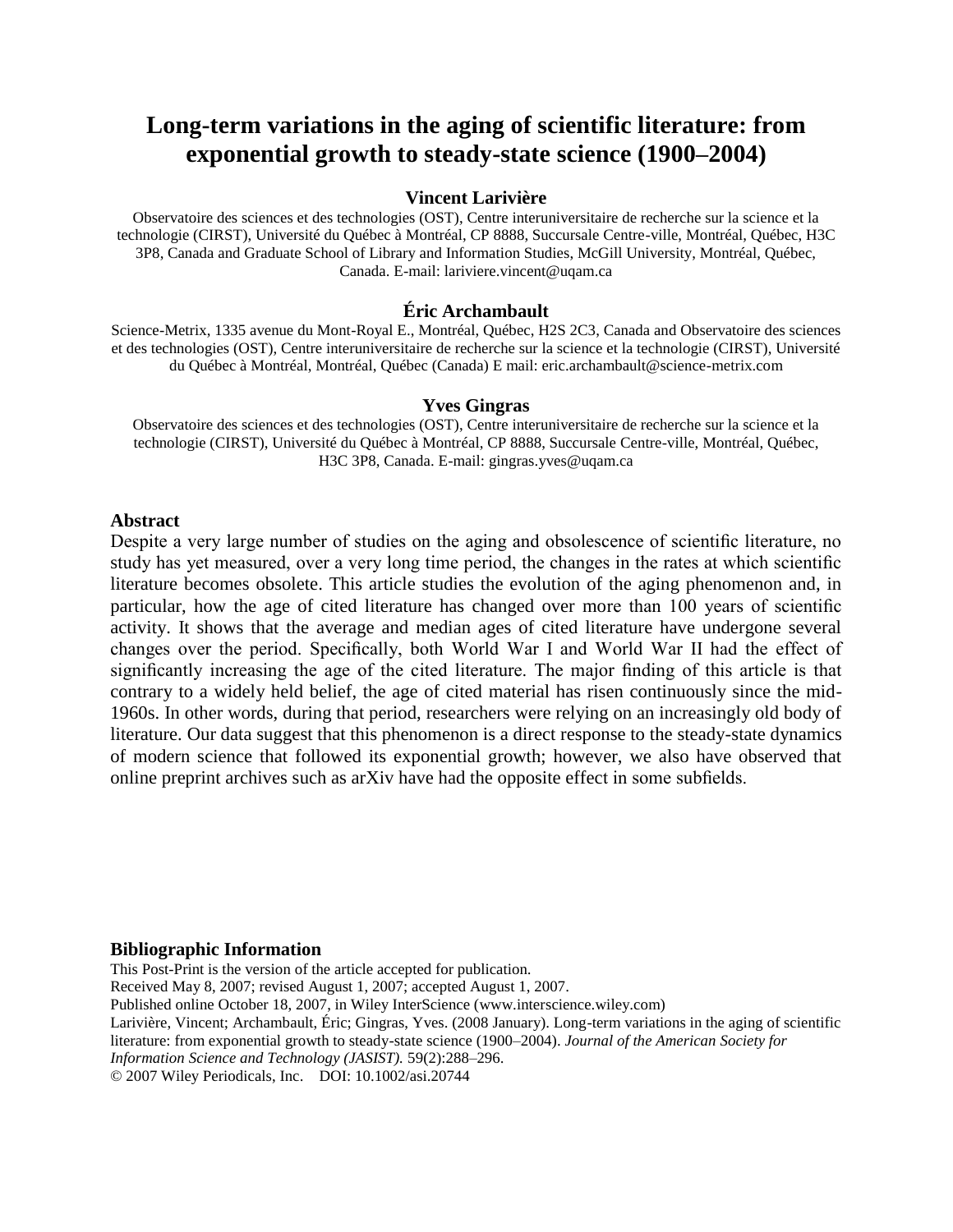# Long-term variations in the aging of scientific literature: from exponential growth to steady-state science (1900–2004)

### Vincent Larivière

Observatoire des sciences et des technologies (OST), Centre interuniversitaire de recherche sur la science et la technologie (CIRST), Université du Québec à Montréal, CP 8888, Succursale Centre-ville, Montréal, Québec, H3C 3P8, Canada and Graduate School of Library and Information Studies, McGill University, Montréal, Québec, Canada. E-mail: lariviere.vincent@uqam.ca

### Éric Archambault

Science-Metrix, 1335 avenue du Mont-Royal E., Montréal, Québec, H2S 2C3, Canada and Observatoire des sciences et des technologies (OST), Centre interuniversitaire de recherche sur la science et la technologie (CIRST), Université du Québec à Montréal, Montréal, Québec (Canada) E mail: eric.archambault@science-metrix.com

### Yves Gingras

Observatoire des sciences et des technologies (OST), Centre interuniversitaire de recherche sur la science et la technologie (CIRST), Université du Québec à Montréal, CP 8888, Succursale Centre-ville, Montréal, Québec, H3C 3P8, Canada. E-mail: gingras.yves@uqam.ca

## Abstract

Despite a very large number of studies on the aging and obsolescence of scientific literature, no study has yet measured, over a very long time period, the changes in the rates at which scientific literature becomes obsolete. This article studies the evolution of the aging phenomenon and, in particular, how the age of cited literature has changed over more than 100 years of scientific activity. It shows that the average and median ages of cited literature have undergone several changes over the period. Specifically, both World War I and World War II had the effect of significantly increasing the age of the cited literature. The major finding of this article is that contrary to a widely held belief, the age of cited material has risen continuously since the mid-1960s. In other words, during that period, researchers were relying on an increasingly old body of literature. Our data suggest that this phenomenon is a direct response to the steady-state dynamics of modern science that followed its exponential growth; however, we also have observed that online preprint archives such as arXiv have had the opposite effect in some subfields.

## Bibliographic Information

This Post-Print is the version of the article accepted for publication.
Received May 8, 2007; revised August 1, 2007; accepted August 1, 2007.
Published online October 18, 2007, in Wiley InterScience (www.interscience.wiley.com)
Larivière, Vincent; Archambault, Éric; Gingras, Yves. (2008 January). Long-term variations in the aging of scientific literature: from exponential growth to steady-state science (1900–2004). *Journal of the American Society for Information Science and Technology (JASIST).* 59(2):288–296.
© 2007 Wiley Periodicals, Inc. DOI: 10.1002/asi.20744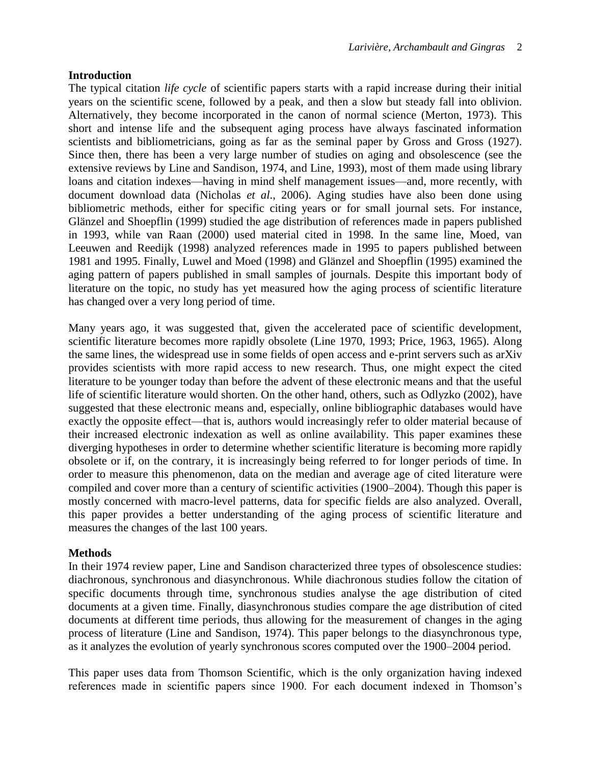## Introduction

The typical citation *life cycle* of scientific papers starts with a rapid increase during their initial years on the scientific scene, followed by a peak, and then a slow but steady fall into oblivion. Alternatively, they become incorporated in the canon of normal science (Merton, 1973). This short and intense life and the subsequent aging process have always fascinated information scientists and bibliometricians, going as far as the seminal paper by Gross and Gross (1927). Since then, there has been a very large number of studies on aging and obsolescence (see the extensive reviews by Line and Sandison, 1974, and Line, 1993), most of them made using library loans and citation indexes—having in mind shelf management issues—and, more recently, with document download data (Nicholas *et al*., 2006). Aging studies have also been done using bibliometric methods, either for specific citing years or for small journal sets. For instance, Glänzel and Shoepflin (1999) studied the age distribution of references made in papers published in 1993, while van Raan (2000) used material cited in 1998. In the same line, Moed, van Leeuwen and Reedijk (1998) analyzed references made in 1995 to papers published between 1981 and 1995. Finally, Luwel and Moed (1998) and Glänzel and Shoepflin (1995) examined the aging pattern of papers published in small samples of journals. Despite this important body of literature on the topic, no study has yet measured how the aging process of scientific literature has changed over a very long period of time.

Many years ago, it was suggested that, given the accelerated pace of scientific development, scientific literature becomes more rapidly obsolete (Line 1970, 1993; Price, 1963, 1965). Along the same lines, the widespread use in some fields of open access and e-print servers such as arXiv provides scientists with more rapid access to new research. Thus, one might expect the cited literature to be younger today than before the advent of these electronic means and that the useful life of scientific literature would shorten. On the other hand, others, such as Odlyzko (2002), have suggested that these electronic means and, especially, online bibliographic databases would have exactly the opposite effect—that is, authors would increasingly refer to older material because of their increased electronic indexation as well as online availability. This paper examines these diverging hypotheses in order to determine whether scientific literature is becoming more rapidly obsolete or if, on the contrary, it is increasingly being referred to for longer periods of time. In order to measure this phenomenon, data on the median and average age of cited literature were compiled and cover more than a century of scientific activities (1900–2004). Though this paper is mostly concerned with macro-level patterns, data for specific fields are also analyzed. Overall, this paper provides a better understanding of the aging process of scientific literature and measures the changes of the last 100 years.

## Methods

In their 1974 review paper, Line and Sandison characterized three types of obsolescence studies: diachronous, synchronous and diasynchronous. While diachronous studies follow the citation of specific documents through time, synchronous studies analyse the age distribution of cited documents at a given time. Finally, diasynchronous studies compare the age distribution of cited documents at different time periods, thus allowing for the measurement of changes in the aging process of literature (Line and Sandison, 1974). This paper belongs to the diasynchronous type, as it analyzes the evolution of yearly synchronous scores computed over the 1900–2004 period.

This paper uses data from Thomson Scientific, which is the only organization having indexed references made in scientific papers since 1900. For each document indexed in Thomson's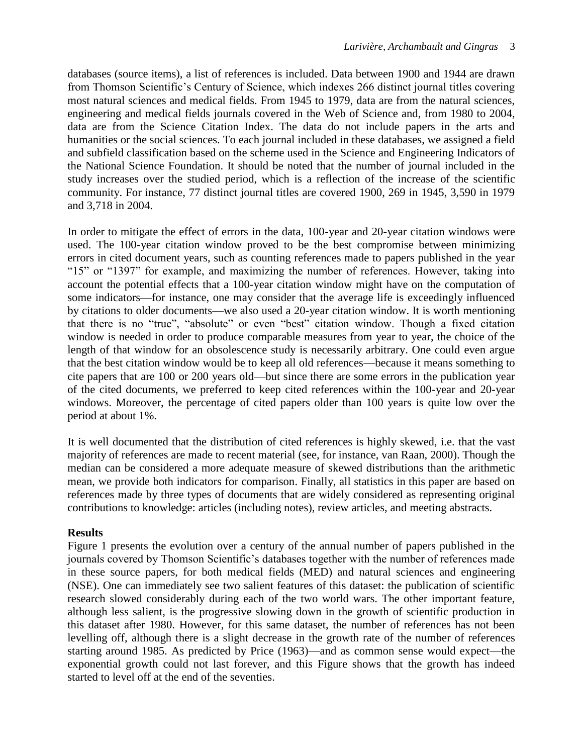databases (source items), a list of references is included. Data between 1900 and 1944 are drawn from Thomson Scientific's Century of Science, which indexes 266 distinct journal titles covering most natural sciences and medical fields. From 1945 to 1979, data are from the natural sciences, engineering and medical fields journals covered in the Web of Science and, from 1980 to 2004, data are from the Science Citation Index. The data do not include papers in the arts and humanities or the social sciences. To each journal included in these databases, we assigned a field and subfield classification based on the scheme used in the Science and Engineering Indicators of the National Science Foundation. It should be noted that the number of journal included in the study increases over the studied period, which is a reflection of the increase of the scientific community. For instance, 77 distinct journal titles are covered 1900, 269 in 1945, 3,590 in 1979 and 3,718 in 2004.

In order to mitigate the effect of errors in the data, 100-year and 20-year citation windows were used. The 100-year citation window proved to be the best compromise between minimizing errors in cited document years, such as counting references made to papers published in the year "15" or "1397" for example, and maximizing the number of references. However, taking into account the potential effects that a 100-year citation window might have on the computation of some indicators—for instance, one may consider that the average life is exceedingly influenced by citations to older documents—we also used a 20-year citation window. It is worth mentioning that there is no "true", "absolute" or even "best" citation window. Though a fixed citation window is needed in order to produce comparable measures from year to year, the choice of the length of that window for an obsolescence study is necessarily arbitrary. One could even argue that the best citation window would be to keep all old references—because it means something to cite papers that are 100 or 200 years old—but since there are some errors in the publication year of the cited documents, we preferred to keep cited references within the 100-year and 20-year windows. Moreover, the percentage of cited papers older than 100 years is quite low over the period at about 1%.

It is well documented that the distribution of cited references is highly skewed, i.e. that the vast majority of references are made to recent material (see, for instance, van Raan, 2000). Though the median can be considered a more adequate measure of skewed distributions than the arithmetic mean, we provide both indicators for comparison. Finally, all statistics in this paper are based on references made by three types of documents that are widely considered as representing original contributions to knowledge: articles (including notes), review articles, and meeting abstracts.

## Results

Figure 1 presents the evolution over a century of the annual number of papers published in the journals covered by Thomson Scientific's databases together with the number of references made in these source papers, for both medical fields (MED) and natural sciences and engineering (NSE). One can immediately see two salient features of this dataset: the publication of scientific research slowed considerably during each of the two world wars. The other important feature, although less salient, is the progressive slowing down in the growth of scientific production in this dataset after 1980. However, for this same dataset, the number of references has not been levelling off, although there is a slight decrease in the growth rate of the number of references starting around 1985. As predicted by Price (1963)—and as common sense would expect—the exponential growth could not last forever, and this Figure shows that the growth has indeed started to level off at the end of the seventies.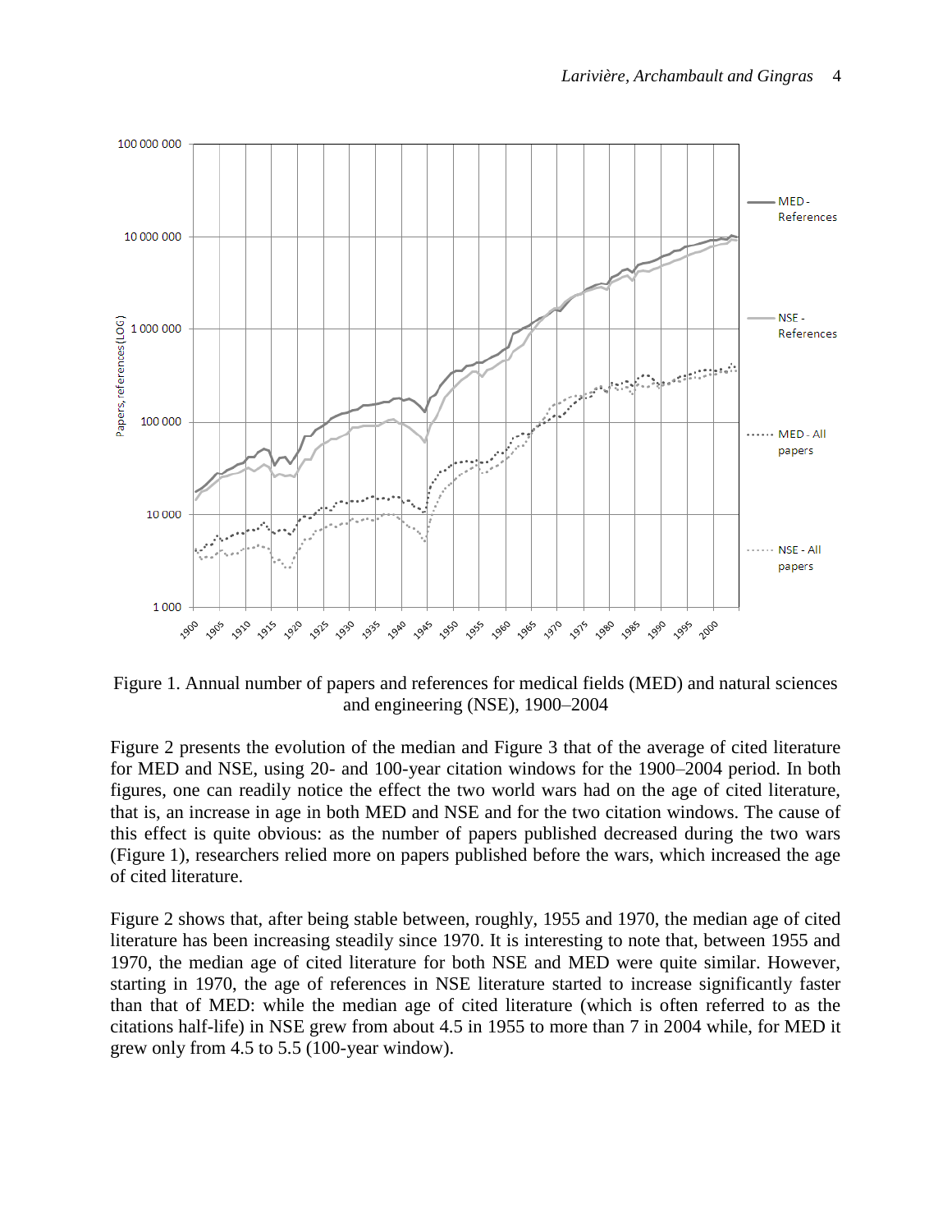Figure 1. Annual number of papers and references for medical fields (MED) and natural sciences and engineering (NSE), 1900–2004

Figure 2 presents the evolution of the median and Figure 3 that of the average of cited literature for MED and NSE, using 20- and 100-year citation windows for the 1900–2004 period. In both figures, one can readily notice the effect the two world wars had on the age of cited literature, that is, an increase in age in both MED and NSE and for the two citation windows. The cause of this effect is quite obvious: as the number of papers published decreased during the two wars (Figure 1), researchers relied more on papers published before the wars, which increased the age of cited literature.

Figure 2 shows that, after being stable between, roughly, 1955 and 1970, the median age of cited literature has been increasing steadily since 1970. It is interesting to note that, between 1955 and 1970, the median age of cited literature for both NSE and MED were quite similar. However, starting in 1970, the age of references in NSE literature started to increase significantly faster than that of MED: while the median age of cited literature (which is often referred to as the citations half-life) in NSE grew from about 4.5 in 1955 to more than 7 in 2004 while, for MED it grew only from 4.5 to 5.5 (100-year window).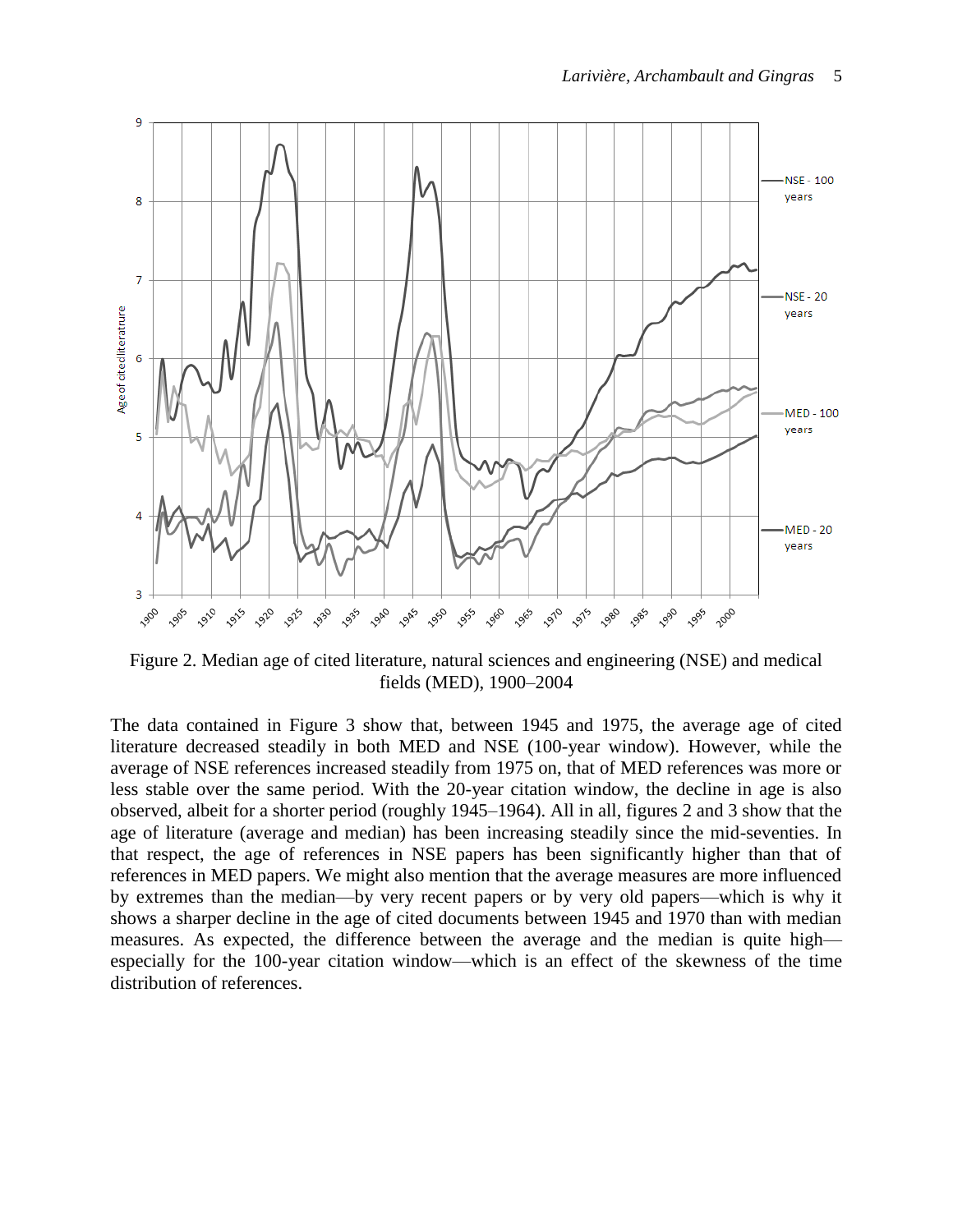Figure 2. Median age of cited literature, natural sciences and engineering (NSE) and medical fields (MED), 1900–2004

The data contained in Figure 3 show that, between 1945 and 1975, the average age of cited literature decreased steadily in both MED and NSE (100-year window). However, while the average of NSE references increased steadily from 1975 on, that of MED references was more or less stable over the same period. With the 20-year citation window, the decline in age is also observed, albeit for a shorter period (roughly 1945–1964). All in all, figures 2 and 3 show that the age of literature (average and median) has been increasing steadily since the mid-seventies. In that respect, the age of references in NSE papers has been significantly higher than that of references in MED papers. We might also mention that the average measures are more influenced by extremes than the median—by very recent papers or by very old papers—which is why it shows a sharper decline in the age of cited documents between 1945 and 1970 than with median measures. As expected, the difference between the average and the median is quite high—especially for the 100-year citation window—which is an effect of the skewness of the time distribution of references.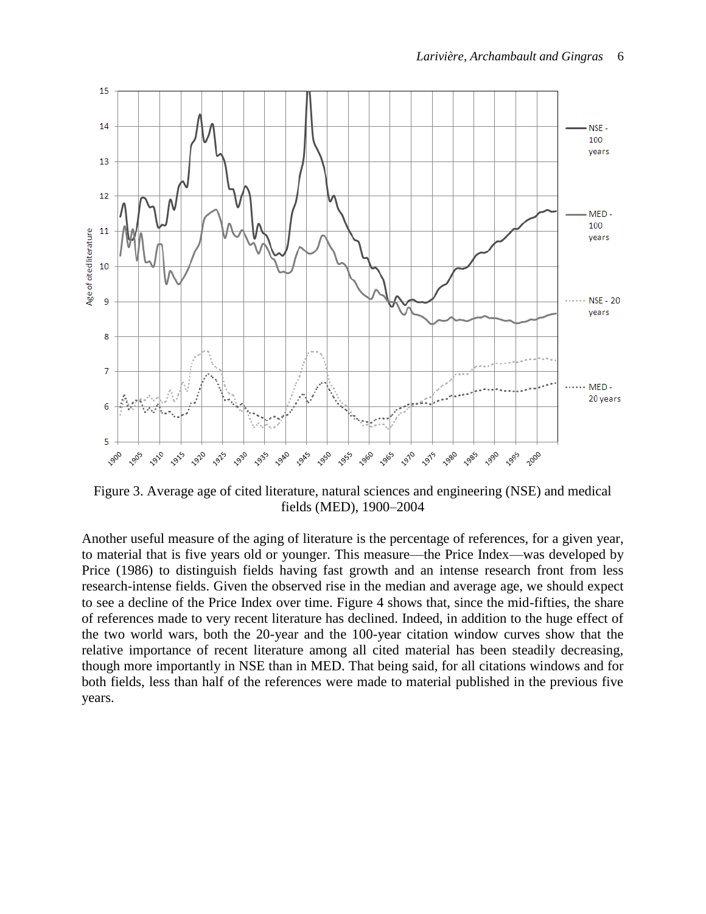Figure 3. Average age of cited literature, natural sciences and engineering (NSE) and medical fields (MED), 1900–2004

Another useful measure of the aging of literature is the percentage of references, for a given year, to material that is five years old or younger. This measure—the Price Index—was developed by Price (1986) to distinguish fields having fast growth and an intense research front from less research-intense fields. Given the observed rise in the median and average age, we should expect to see a decline of the Price Index over time. Figure 4 shows that, since the mid-fifties, the share of references made to very recent literature has declined. Indeed, in addition to the huge effect of the two world wars, both the 20-year and the 100-year citation window curves show that the relative importance of recent literature among all cited material has been steadily decreasing, though more importantly in NSE than in MED. That being said, for all citations windows and for both fields, less than half of the references were made to material published in the previous five years.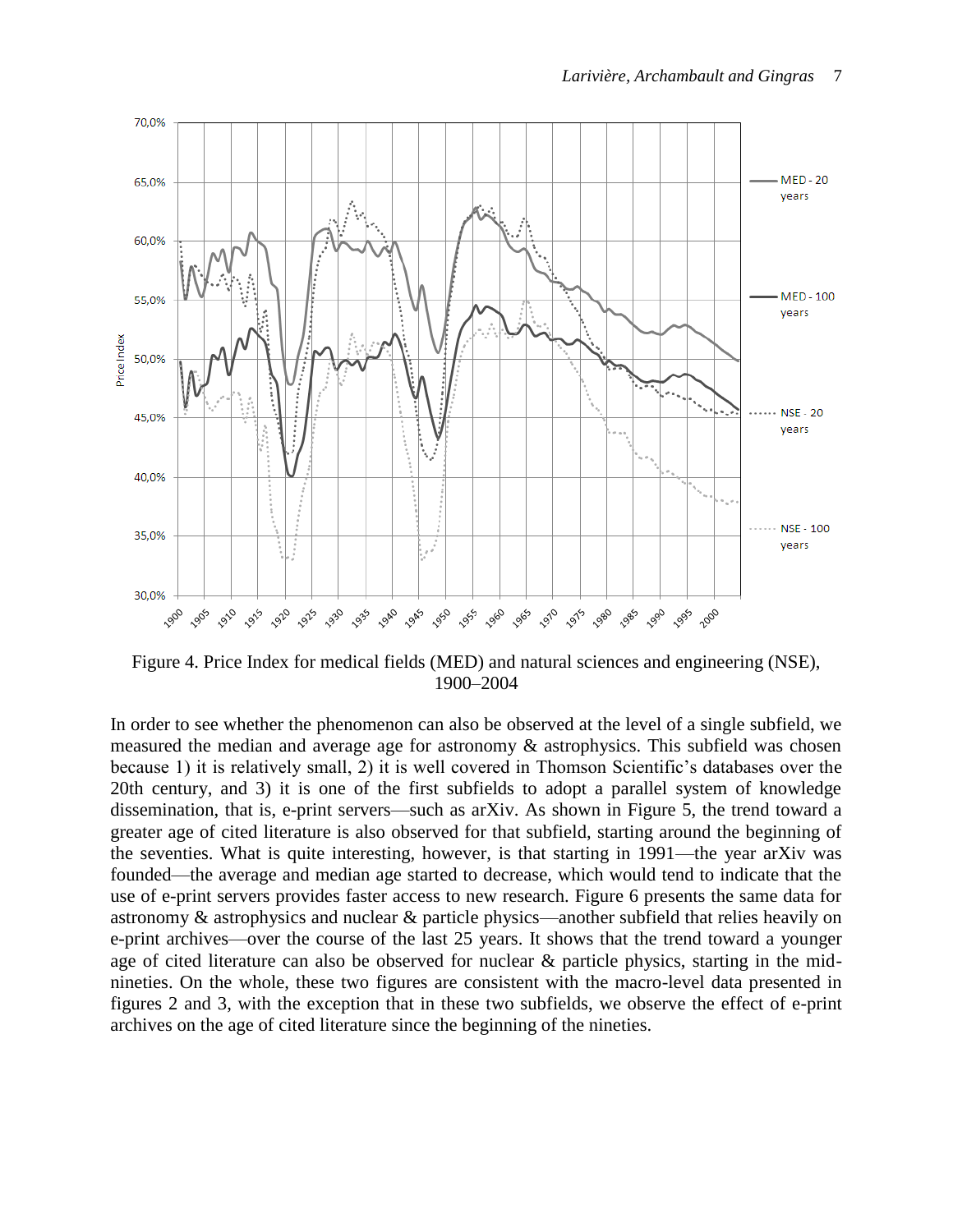Figure 4. Price Index for medical fields (MED) and natural sciences and engineering (NSE), 1900–2004

In order to see whether the phenomenon can also be observed at the level of a single subfield, we measured the median and average age for astronomy & astrophysics. This subfield was chosen because 1) it is relatively small, 2) it is well covered in Thomson Scientific's databases over the 20th century, and 3) it is one of the first subfields to adopt a parallel system of knowledge dissemination, that is, e-print servers—such as arXiv. As shown in Figure 5, the trend toward a greater age of cited literature is also observed for that subfield, starting around the beginning of the seventies. What is quite interesting, however, is that starting in 1991—the year arXiv was founded—the average and median age started to decrease, which would tend to indicate that the use of e-print servers provides faster access to new research. Figure 6 presents the same data for astronomy & astrophysics and nuclear & particle physics—another subfield that relies heavily on e-print archives—over the course of the last 25 years. It shows that the trend toward a younger age of cited literature can also be observed for nuclear & particle physics, starting in the mid-nineties. On the whole, these two figures are consistent with the macro-level data presented in figures 2 and 3, with the exception that in these two subfields, we observe the effect of e-print archives on the age of cited literature since the beginning of the nineties.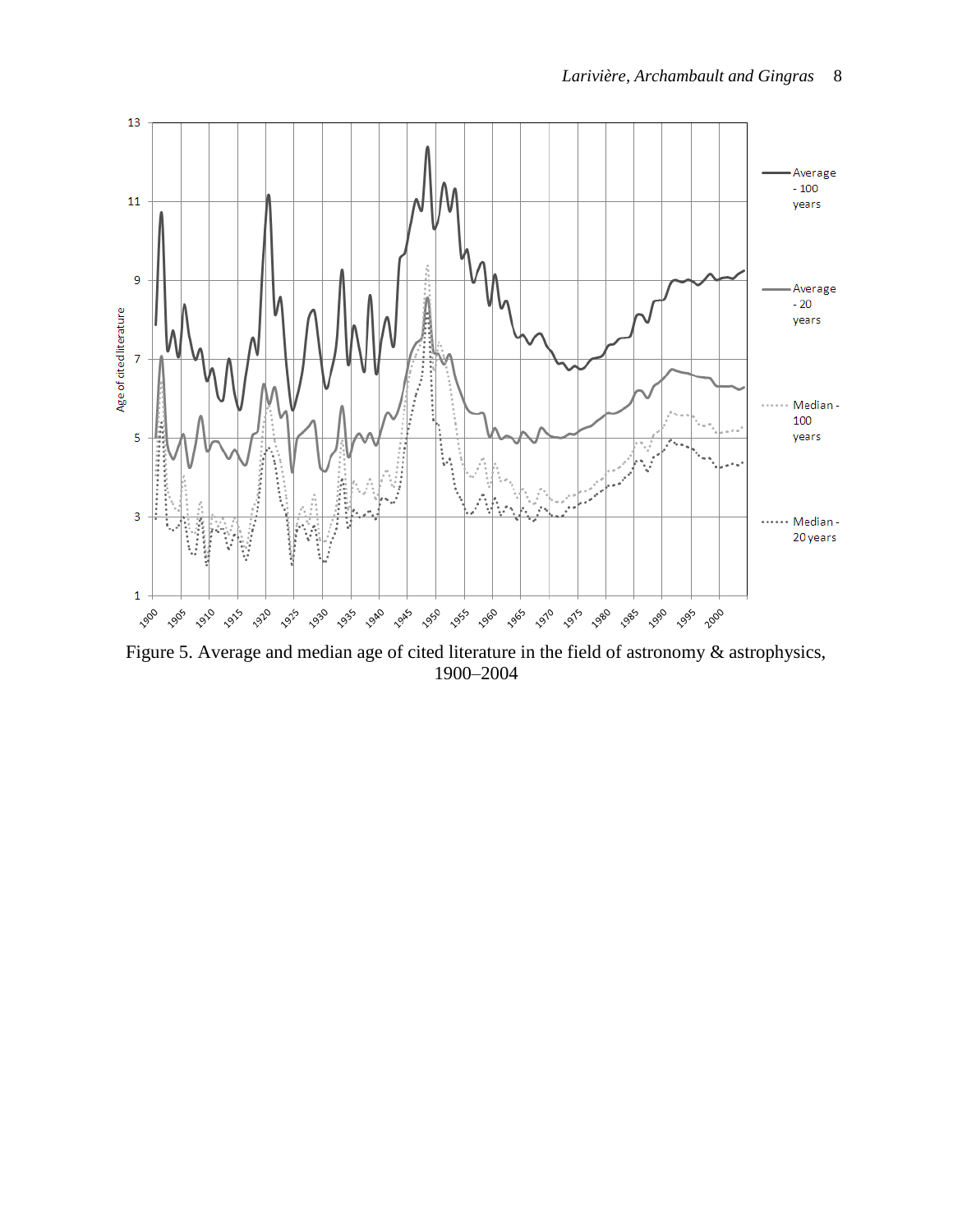Figure 5. Average and median age of cited literature in the field of astronomy & astrophysics, 1900–2004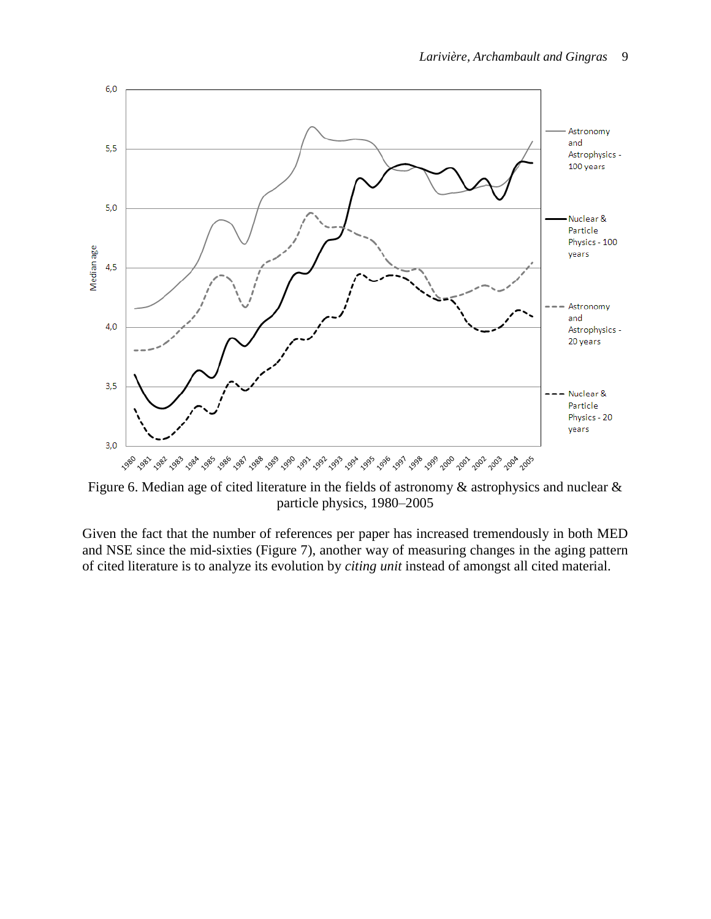Figure 6. Median age of cited literature in the fields of astronomy & astrophysics and nuclear & particle physics, 1980–2005

Given the fact that the number of references per paper has increased tremendously in both MED and NSE since the mid-sixties (Figure 7), another way of measuring changes in the aging pattern of cited literature is to analyze its evolution by *citing unit* instead of amongst all cited material.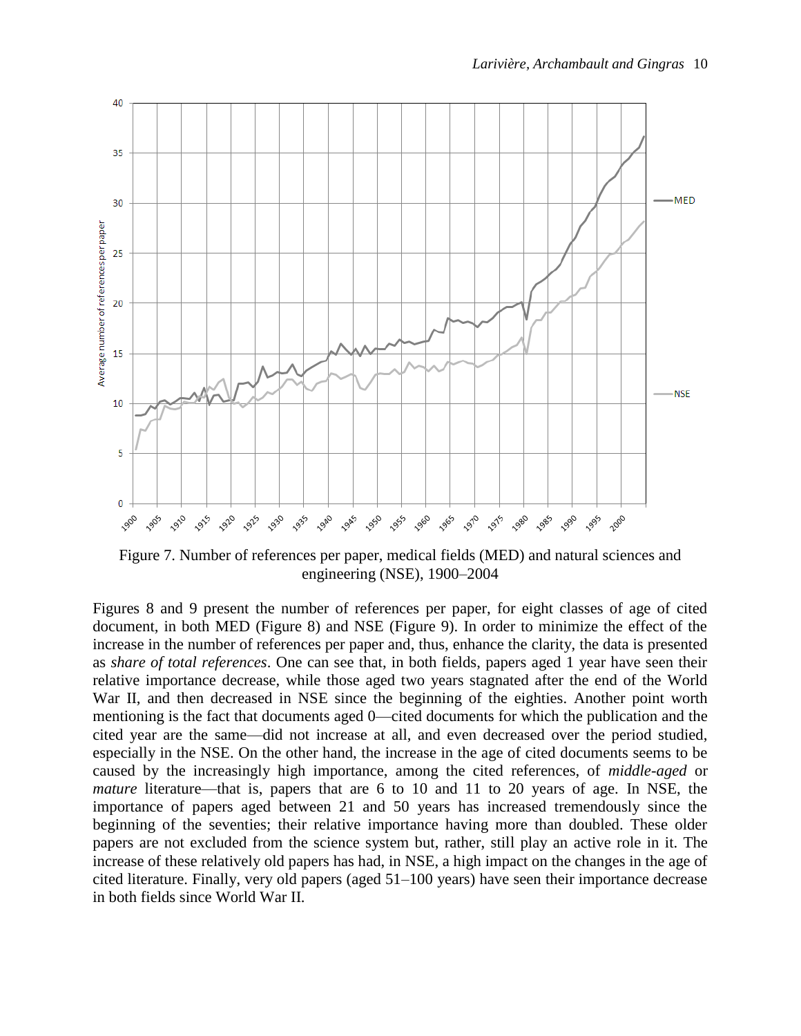Figure 7. Number of references per paper, medical fields (MED) and natural sciences and engineering (NSE), 1900–2004

Figures 8 and 9 present the number of references per paper, for eight classes of age of cited document, in both MED (Figure 8) and NSE (Figure 9). In order to minimize the effect of the increase in the number of references per paper and, thus, enhance the clarity, the data is presented as *share of total references*. One can see that, in both fields, papers aged 1 year have seen their relative importance decrease, while those aged two years stagnated after the end of the World War II, and then decreased in NSE since the beginning of the eighties. Another point worth mentioning is the fact that documents aged 0—cited documents for which the publication and the cited year are the same—did not increase at all, and even decreased over the period studied, especially in the NSE. On the other hand, the increase in the age of cited documents seems to be caused by the increasingly high importance, among the cited references, of *middle-aged* or *mature* literature—that is, papers that are 6 to 10 and 11 to 20 years of age. In NSE, the importance of papers aged between 21 and 50 years has increased tremendously since the beginning of the seventies; their relative importance having more than doubled. These older papers are not excluded from the science system but, rather, still play an active role in it. The increase of these relatively old papers has had, in NSE, a high impact on the changes in the age of cited literature. Finally, very old papers (aged 51–100 years) have seen their importance decrease in both fields since World War II.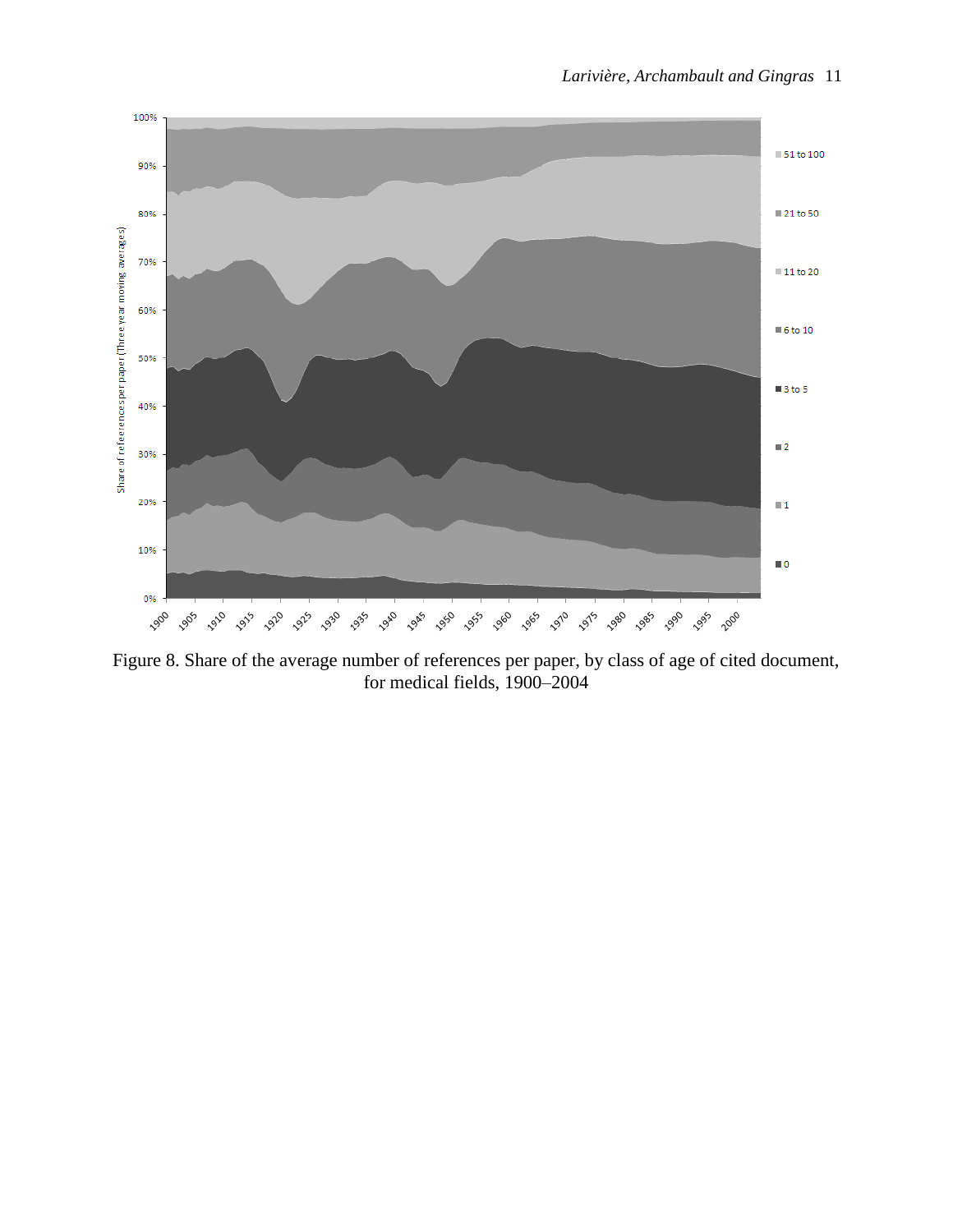Figure 8. Share of the average number of references per paper, by class of age of cited document, for medical fields, 1900–2004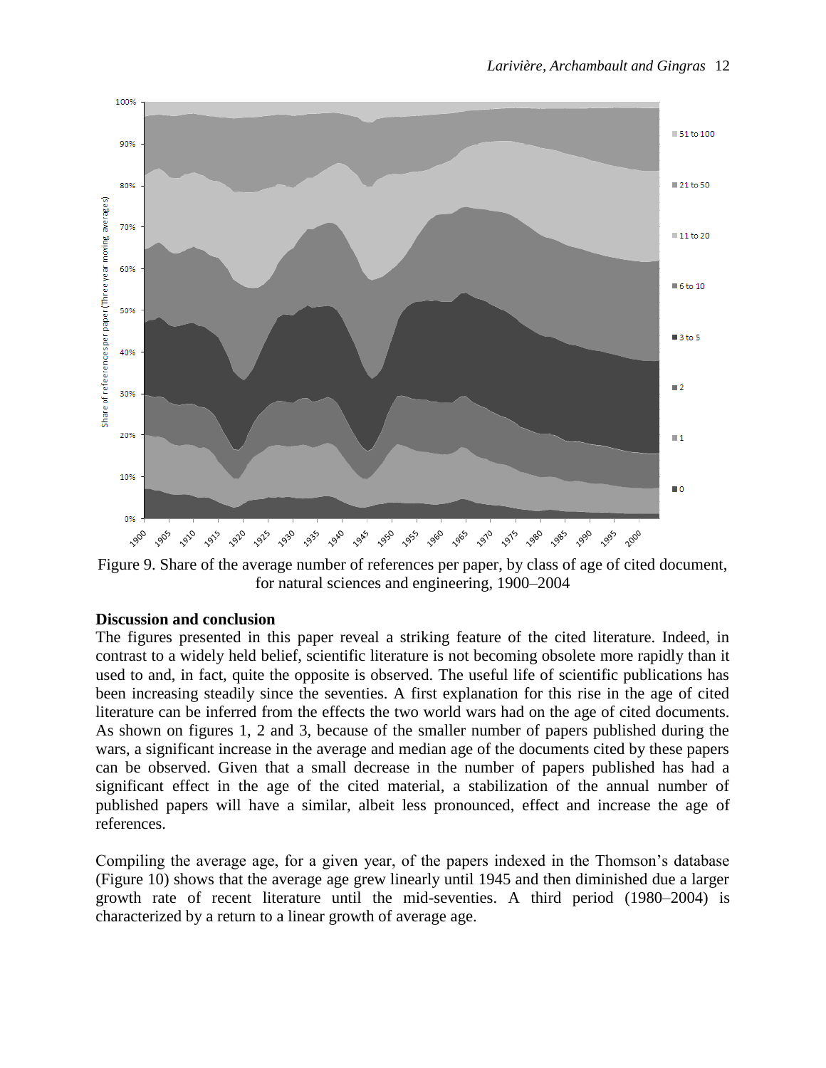Figure 9. Share of the average number of references per paper, by class of age of cited document, for natural sciences and engineering, 1900–2004

**Discussion and conclusion**

The figures presented in this paper reveal a striking feature of the cited literature. Indeed, in contrast to a widely held belief, scientific literature is not becoming obsolete more rapidly than it used to and, in fact, quite the opposite is observed. The useful life of scientific publications has been increasing steadily since the seventies. A first explanation for this rise in the age of cited literature can be inferred from the effects the two world wars had on the age of cited documents. As shown on figures 1, 2 and 3, because of the smaller number of papers published during the wars, a significant increase in the average and median age of the documents cited by these papers can be observed. Given that a small decrease in the number of papers published has had a significant effect in the age of the cited material, a stabilization of the annual number of published papers will have a similar, albeit less pronounced, effect and increase the age of references.

Compiling the average age, for a given year, of the papers indexed in the Thomson's database (Figure 10) shows that the average age grew linearly until 1945 and then diminished due a larger growth rate of recent literature until the mid-seventies. A third period (1980–2004) is characterized by a return to a linear growth of average age.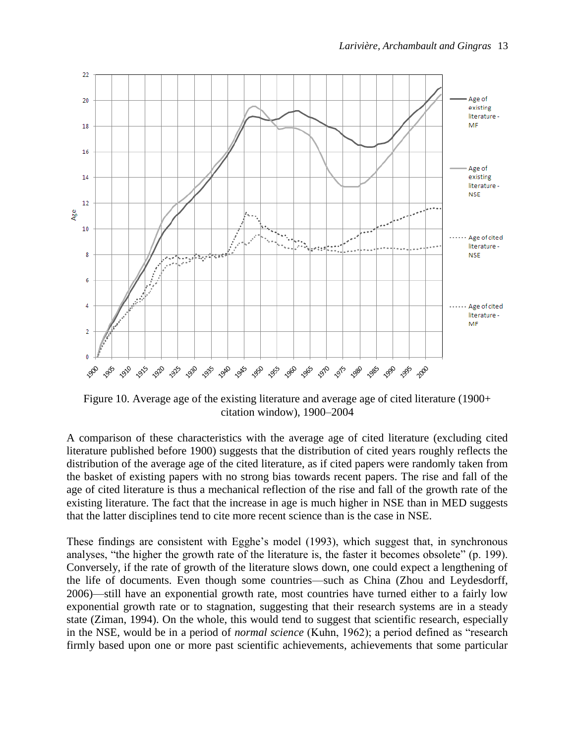Figure 10. Average age of the existing literature and average age of cited literature (1900+ citation window), 1900–2004

A comparison of these characteristics with the average age of cited literature (excluding cited literature published before 1900) suggests that the distribution of cited years roughly reflects the distribution of the average age of the cited literature, as if cited papers were randomly taken from the basket of existing papers with no strong bias towards recent papers. The rise and fall of the age of cited literature is thus a mechanical reflection of the rise and fall of the growth rate of the existing literature. The fact that the increase in age is much higher in NSE than in MED suggests that the latter disciplines tend to cite more recent science than is the case in NSE.

These findings are consistent with Egghe's model (1993), which suggest that, in synchronous analyses, "the higher the growth rate of the literature is, the faster it becomes obsolete" (p. 199). Conversely, if the rate of growth of the literature slows down, one could expect a lengthening of the life of documents. Even though some countries—such as China (Zhou and Leydesdorff, 2006)—still have an exponential growth rate, most countries have turned either to a fairly low exponential growth rate or to stagnation, suggesting that their research systems are in a steady state (Ziman, 1994). On the whole, this would tend to suggest that scientific research, especially in the NSE, would be in a period of *normal science* (Kuhn, 1962); a period defined as "research firmly based upon one or more past scientific achievements, achievements that some particular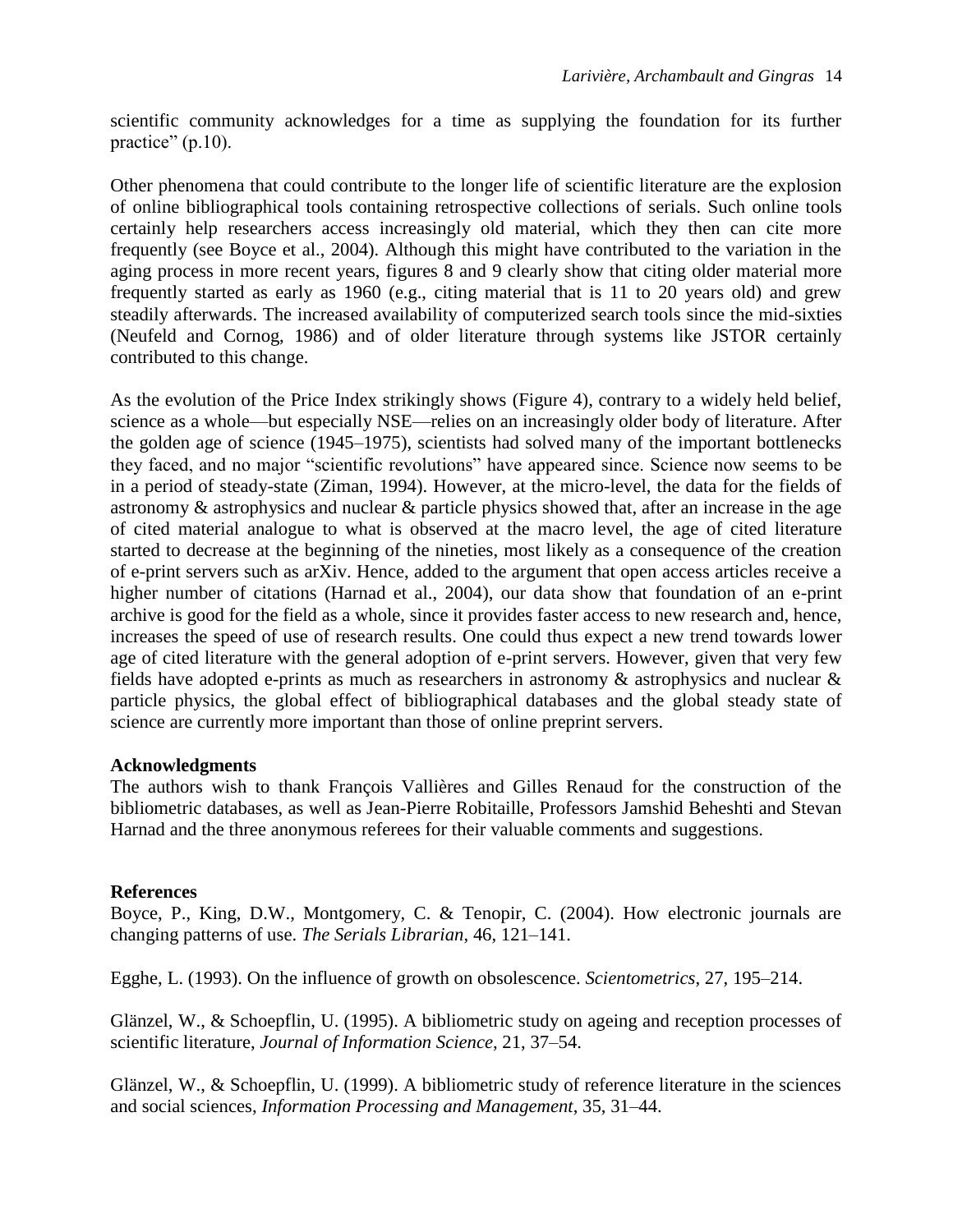scientific community acknowledges for a time as supplying the foundation for its further practice" (p.10).

Other phenomena that could contribute to the longer life of scientific literature are the explosion of online bibliographical tools containing retrospective collections of serials. Such online tools certainly help researchers access increasingly old material, which they then can cite more frequently (see Boyce et al., 2004). Although this might have contributed to the variation in the aging process in more recent years, figures 8 and 9 clearly show that citing older material more frequently started as early as 1960 (e.g., citing material that is 11 to 20 years old) and grew steadily afterwards. The increased availability of computerized search tools since the mid-sixties (Neufeld and Cornog, 1986) and of older literature through systems like JSTOR certainly contributed to this change.

As the evolution of the Price Index strikingly shows (Figure 4), contrary to a widely held belief, science as a whole—but especially NSE—relies on an increasingly older body of literature. After the golden age of science (1945–1975), scientists had solved many of the important bottlenecks they faced, and no major "scientific revolutions" have appeared since. Science now seems to be in a period of steady-state (Ziman, 1994). However, at the micro-level, the data for the fields of astronomy & astrophysics and nuclear & particle physics showed that, after an increase in the age of cited material analogue to what is observed at the macro level, the age of cited literature started to decrease at the beginning of the nineties, most likely as a consequence of the creation of e-print servers such as arXiv. Hence, added to the argument that open access articles receive a higher number of citations (Harnad et al., 2004), our data show that foundation of an e-print archive is good for the field as a whole, since it provides faster access to new research and, hence, increases the speed of use of research results. One could thus expect a new trend towards lower age of cited literature with the general adoption of e-print servers. However, given that very few fields have adopted e-prints as much as researchers in astronomy & astrophysics and nuclear & particle physics, the global effect of bibliographical databases and the global steady state of science are currently more important than those of online preprint servers.

**Acknowledgments**

The authors wish to thank François Vallières and Gilles Renaud for the construction of the bibliometric databases, as well as Jean-Pierre Robitaille, Professors Jamshid Beheshti and Stevan Harnad and the three anonymous referees for their valuable comments and suggestions.

**References**

Boyce, P., King, D.W., Montgomery, C. & Tenopir, C. (2004). How electronic journals are changing patterns of use. *The Serials Librarian*, 46, 121–141.

Egghe, L. (1993). On the influence of growth on obsolescence. *Scientometrics*, 27, 195–214.

Glänzel, W., & Schoepflin, U. (1995). A bibliometric study on ageing and reception processes of scientific literature, *Journal of Information Science*, 21, 37–54.

Glänzel, W., & Schoepflin, U. (1999). A bibliometric study of reference literature in the sciences and social sciences, *Information Processing and Management*, 35, 31–44.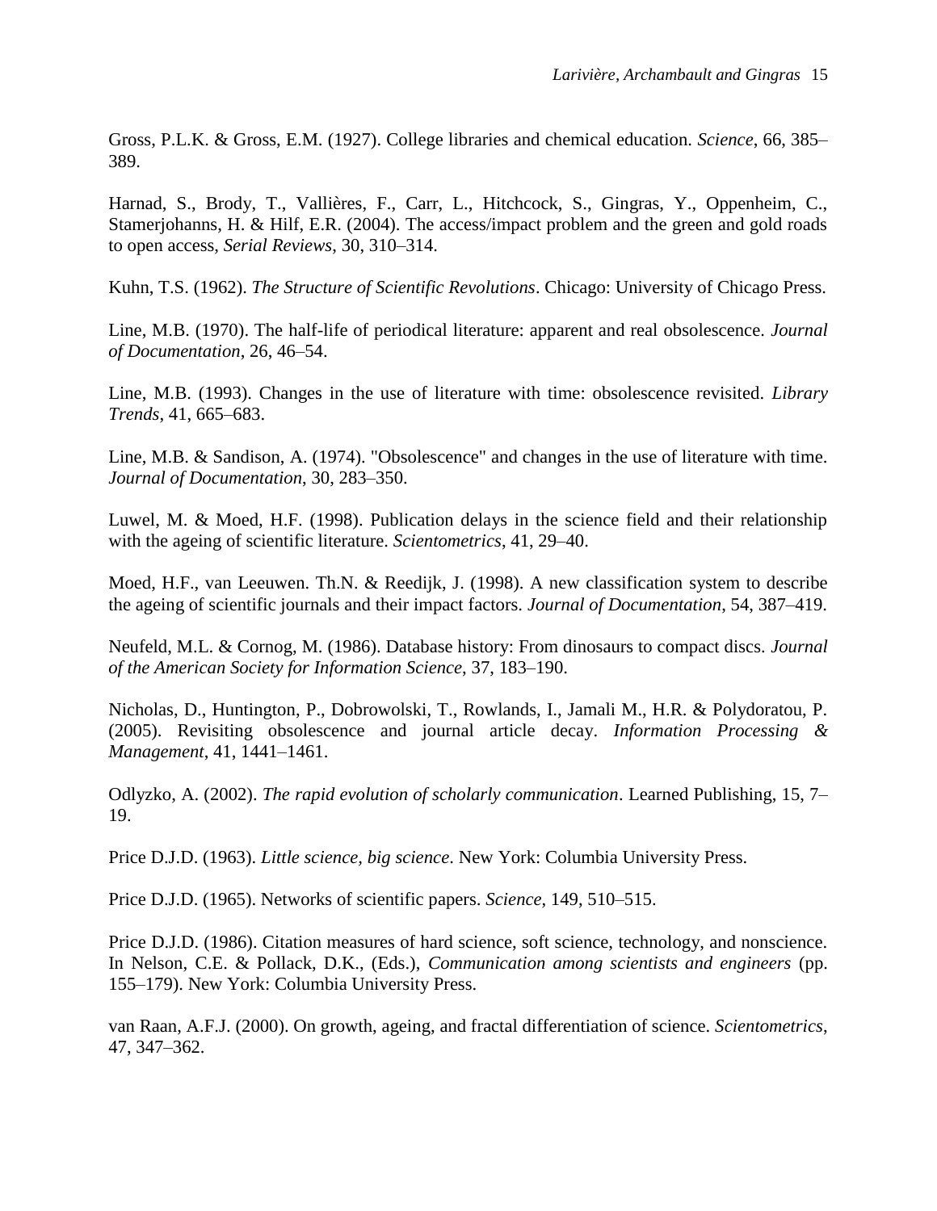Gross, P.L.K. & Gross, E.M. (1927). College libraries and chemical education. *Science*, 66, 385–389.

Harnad, S., Brody, T., Vallières, F., Carr, L., Hitchcock, S., Gingras, Y., Oppenheim, C., Stamerjohanns, H. & Hilf, E.R. (2004). The access/impact problem and the green and gold roads to open access, *Serial Reviews*, 30, 310–314.

Kuhn, T.S. (1962). *The Structure of Scientific Revolutions*. Chicago: University of Chicago Press.

Line, M.B. (1970). The half-life of periodical literature: apparent and real obsolescence. *Journal of Documentation*, 26, 46–54.

Line, M.B. (1993). Changes in the use of literature with time: obsolescence revisited. *Library Trends*, 41, 665–683.

Line, M.B. & Sandison, A. (1974). "Obsolescence" and changes in the use of literature with time. *Journal of Documentation*, 30, 283–350.

Luwel, M. & Moed, H.F. (1998). Publication delays in the science field and their relationship with the ageing of scientific literature. *Scientometrics*, 41, 29–40.

Moed, H.F., van Leeuwen. Th.N. & Reedijk, J. (1998). A new classification system to describe the ageing of scientific journals and their impact factors. *Journal of Documentation*, 54, 387–419.

Neufeld, M.L. & Cornog, M. (1986). Database history: From dinosaurs to compact discs. *Journal of the American Society for Information Science*, 37, 183–190.

Nicholas, D., Huntington, P., Dobrowolski, T., Rowlands, I., Jamali M., H.R. & Polydoratou, P. (2005). Revisiting obsolescence and journal article decay. *Information Processing & Management*, 41, 1441–1461.

Odlyzko, A. (2002). *The rapid evolution of scholarly communication*. Learned Publishing, 15, 7–19.

Price D.J.D. (1963). *Little science, big science*. New York: Columbia University Press.

Price D.J.D. (1965). Networks of scientific papers. *Science*, 149, 510–515.

Price D.J.D. (1986). Citation measures of hard science, soft science, technology, and nonscience. In Nelson, C.E. & Pollack, D.K., (Eds.), *Communication among scientists and engineers* (pp. 155–179). New York: Columbia University Press.

van Raan, A.F.J. (2000). On growth, ageing, and fractal differentiation of science. *Scientometrics*, 47, 347–362.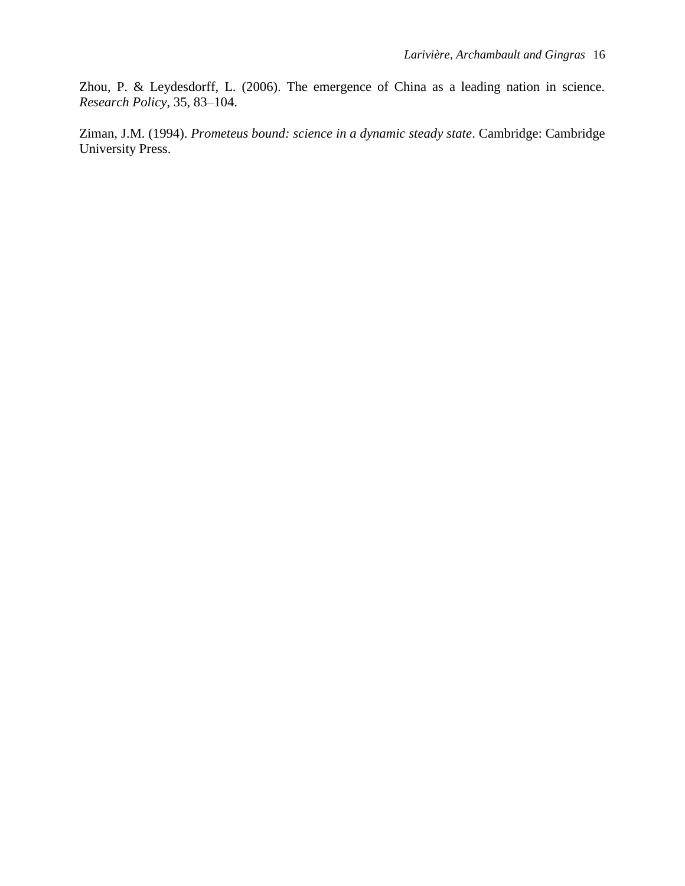Zhou, P. & Leydesdorff, L. (2006). The emergence of China as a leading nation in science. *Research Policy*, 35, 83–104.

Ziman, J.M. (1994). *Prometeus bound: science in a dynamic steady state*. Cambridge: Cambridge University Press.